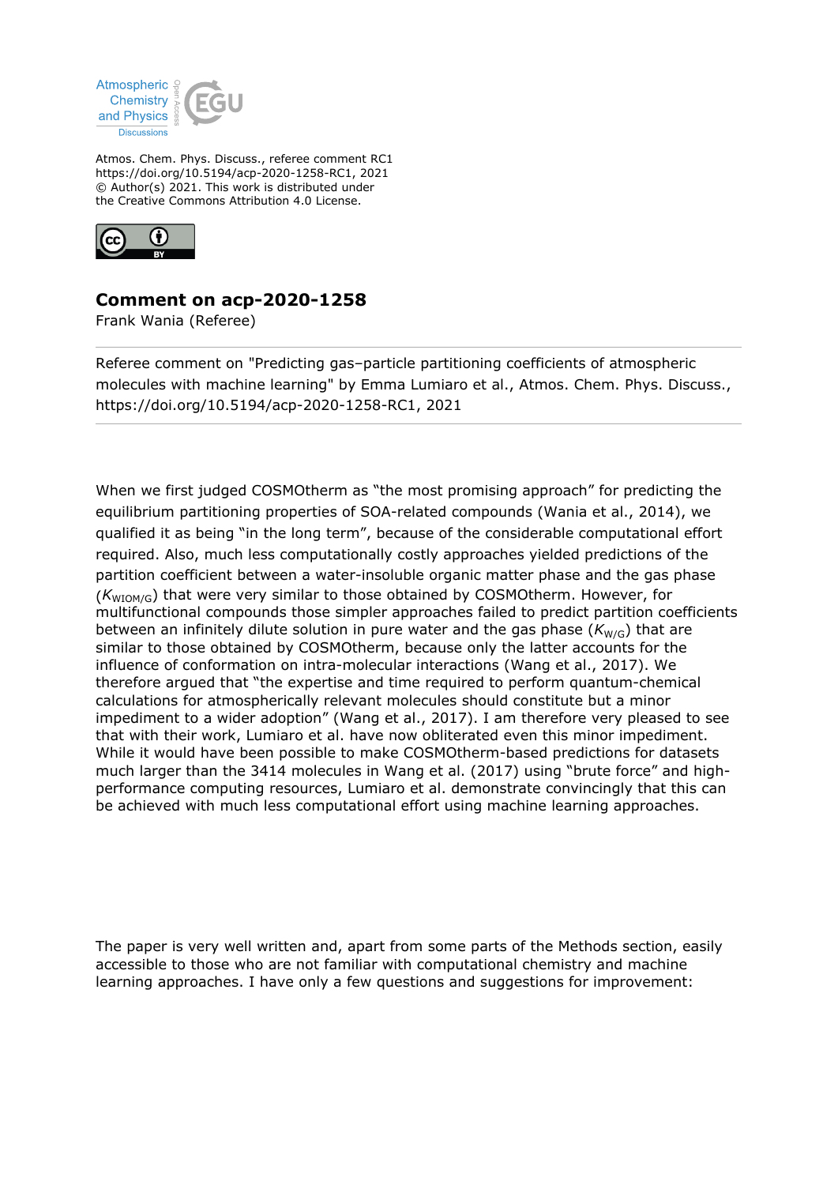Atmos. Chem. Phys. Discuss., referee comment RC1
https://doi.org/10.5194/acp-2020-1258-RC1, 2021
© Author(s) 2021. This work is distributed under
the Creative Commons Attribution 4.0 License.

## Comment on acp-2020-1258

Frank Wania (Referee)

Referee comment on "Predicting gas–particle partitioning coefficients of atmospheric molecules with machine learning" by Emma Lumiaro et al., Atmos. Chem. Phys. Discuss., https://doi.org/10.5194/acp-2020-1258-RC1, 2021

When we first judged COSMOtherm as "the most promising approach" for predicting the equilibrium partitioning properties of SOA-related compounds (Wania et al., 2014), we qualified it as being "in the long term", because of the considerable computational effort required. Also, much less computationally costly approaches yielded predictions of the partition coefficient between a water-insoluble organic matter phase and the gas phase ($K_{WIOM/G}$) that were very similar to those obtained by COSMOtherm. However, for multifunctional compounds those simpler approaches failed to predict partition coefficients between an infinitely dilute solution in pure water and the gas phase ($K_{W/G}$) that are similar to those obtained by COSMOtherm, because only the latter accounts for the influence of conformation on intra-molecular interactions (Wang et al., 2017). We therefore argued that "the expertise and time required to perform quantum-chemical calculations for atmospherically relevant molecules should constitute but a minor impediment to a wider adoption" (Wang et al., 2017). I am therefore very pleased to see that with their work, Lumiaro et al. have now obliterated even this minor impediment. While it would have been possible to make COSMOtherm-based predictions for datasets much larger than the 3414 molecules in Wang et al. (2017) using "brute force" and high-performance computing resources, Lumiaro et al. demonstrate convincingly that this can be achieved with much less computational effort using machine learning approaches.

The paper is very well written and, apart from some parts of the Methods section, easily accessible to those who are not familiar with computational chemistry and machine learning approaches. I have only a few questions and suggestions for improvement: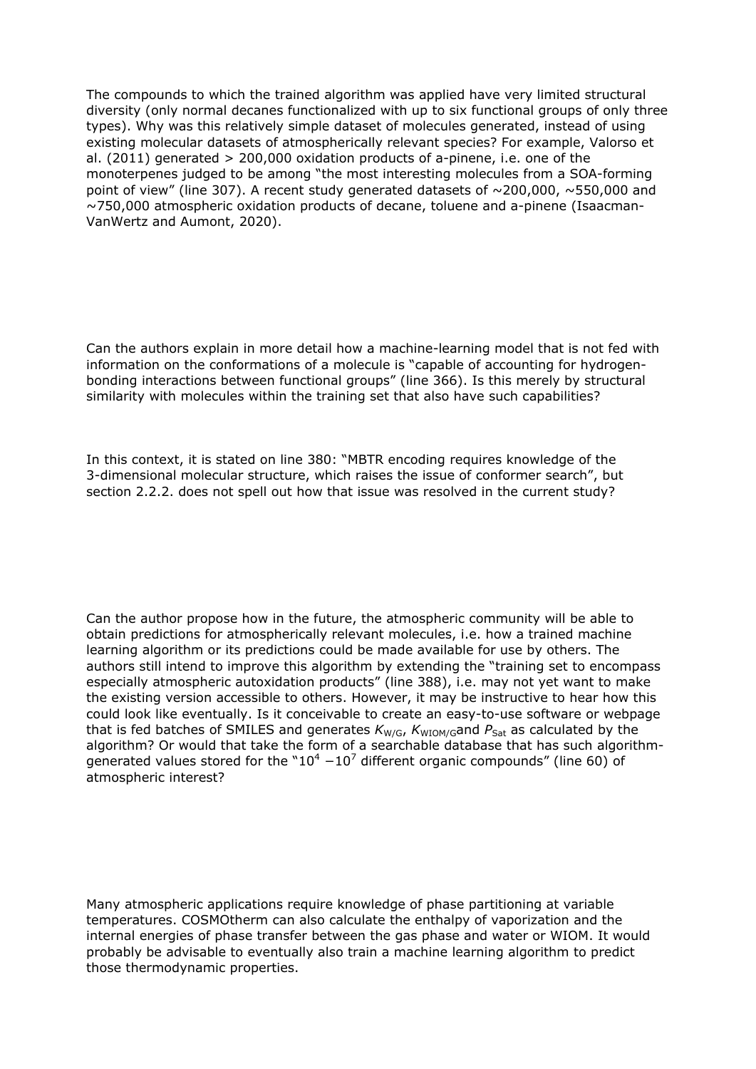The compounds to which the trained algorithm was applied have very limited structural diversity (only normal decanes functionalized with up to six functional groups of only three types). Why was this relatively simple dataset of molecules generated, instead of using existing molecular datasets of atmospherically relevant species? For example, Valorso et al. (2011) generated > 200,000 oxidation products of a-pinene, i.e. one of the monoterpenes judged to be among "the most interesting molecules from a SOA-forming point of view" (line 307). A recent study generated datasets of ~200,000, ~550,000 and ~750,000 atmospheric oxidation products of decane, toluene and a-pinene (Isaacman-VanWertz and Aumont, 2020).

Can the authors explain in more detail how a machine-learning model that is not fed with information on the conformations of a molecule is "capable of accounting for hydrogen-bonding interactions between functional groups" (line 366). Is this merely by structural similarity with molecules within the training set that also have such capabilities?

In this context, it is stated on line 380: "MBTR encoding requires knowledge of the 3-dimensional molecular structure, which raises the issue of conformer search", but section 2.2.2. does not spell out how that issue was resolved in the current study?

Can the author propose how in the future, the atmospheric community will be able to obtain predictions for atmospherically relevant molecules, i.e. how a trained machine learning algorithm or its predictions could be made available for use by others. The authors still intend to improve this algorithm by extending the "training set to encompass especially atmospheric autoxidation products" (line 388), i.e. may not yet want to make the existing version accessible to others. However, it may be instructive to hear how this could look like eventually. Is it conceivable to create an easy-to-use software or webpage that is fed batches of SMILES and generates $K_{W/G}$, $K_{WIOM/G}$ and $P_{Sat}$ as calculated by the algorithm? Or would that take the form of a searchable database that has such algorithm-generated values stored for the "$10^4 - 10^7$ different organic compounds" (line 60) of atmospheric interest?

Many atmospheric applications require knowledge of phase partitioning at variable temperatures. COSMOtherm can also calculate the enthalpy of vaporization and the internal energies of phase transfer between the gas phase and water or WIOM. It would probably be advisable to eventually also train a machine learning algorithm to predict those thermodynamic properties.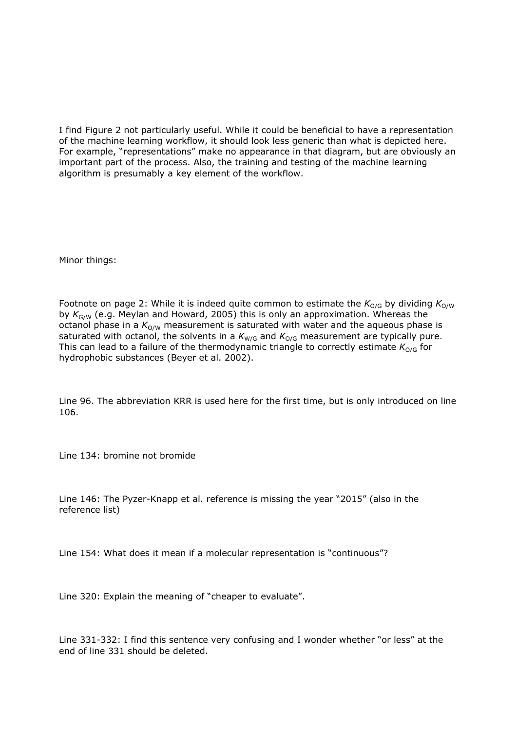I find Figure 2 not particularly useful. While it could be beneficial to have a representation of the machine learning workflow, it should look less generic than what is depicted here. For example, “representations” make no appearance in that diagram, but are obviously an important part of the process. Also, the training and testing of the machine learning algorithm is presumably a key element of the workflow.

Minor things:

Footnote on page 2: While it is indeed quite common to estimate the $K_{O/G}$ by dividing $K_{O/W}$ by $K_{G/W}$ (e.g. Meylan and Howard, 2005) this is only an approximation. Whereas the octanol phase in a $K_{O/W}$ measurement is saturated with water and the aqueous phase is saturated with octanol, the solvents in a $K_{W/G}$ and $K_{O/G}$ measurement are typically pure. This can lead to a failure of the thermodynamic triangle to correctly estimate $K_{O/G}$ for hydrophobic substances (Beyer et al. 2002).

Line 96. The abbreviation KRR is used here for the first time, but is only introduced on line 106.

Line 134: bromine not bromide

Line 146: The Pyzer-Knapp et al. reference is missing the year “2015” (also in the reference list)

Line 154: What does it mean if a molecular representation is “continuous”?

Line 320: Explain the meaning of “cheaper to evaluate”.

Line 331-332: I find this sentence very confusing and I wonder whether “or less” at the end of line 331 should be deleted.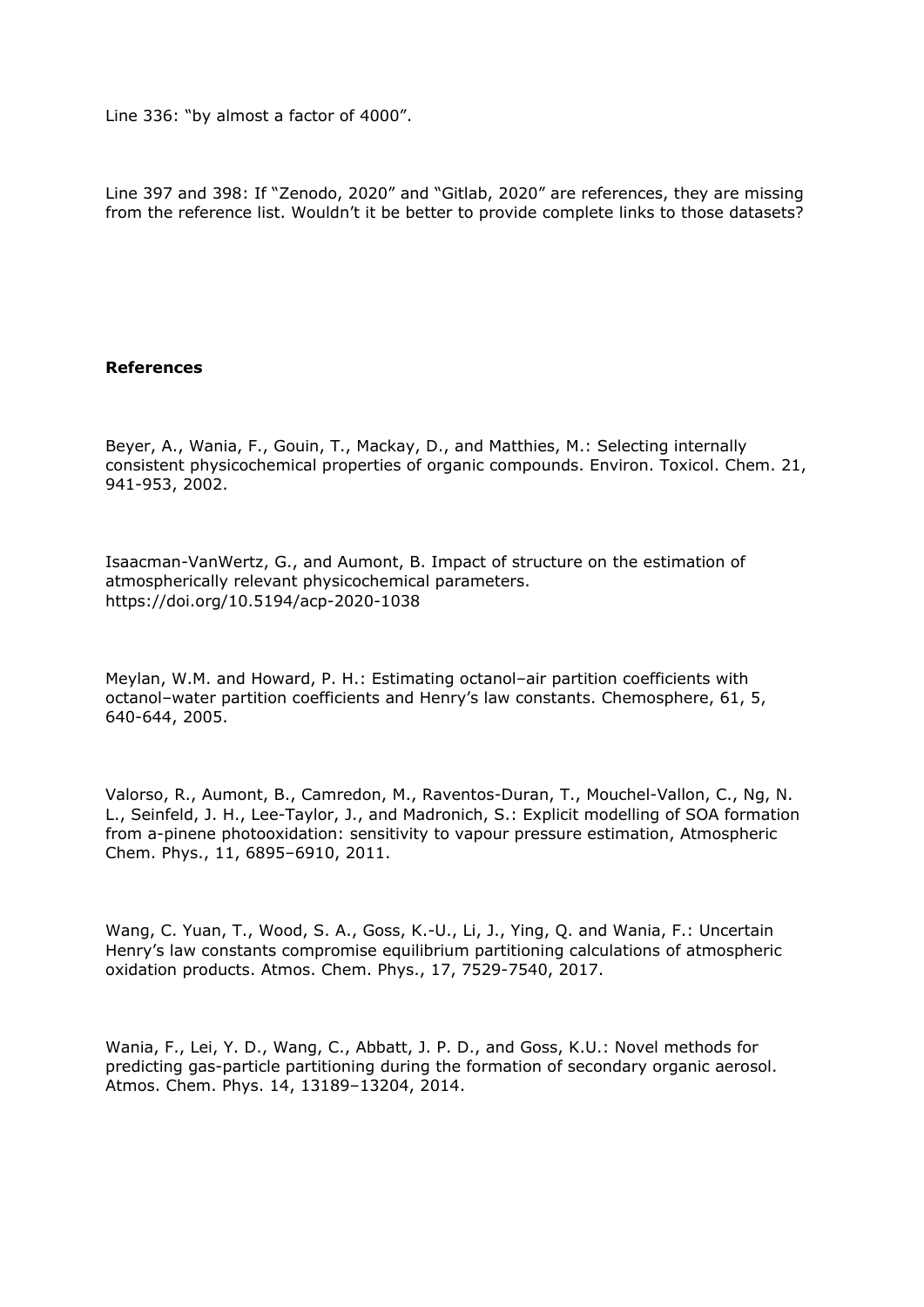Line 336: "by almost a factor of 4000".

Line 397 and 398: If "Zenodo, 2020" and "Gitlab, 2020" are references, they are missing from the reference list. Wouldn't it be better to provide complete links to those datasets?

**References**

Beyer, A., Wania, F., Gouin, T., Mackay, D., and Matthies, M.: Selecting internally consistent physicochemical properties of organic compounds. Environ. Toxicol. Chem. 21, 941-953, 2002.

Isaacman-VanWertz, G., and Aumont, B. Impact of structure on the estimation of atmospherically relevant physicochemical parameters. https://doi.org/10.5194/acp-2020-1038

Meylan, W.M. and Howard, P. H.: Estimating octanol–air partition coefficients with octanol–water partition coefficients and Henry's law constants. Chemosphere, 61, 5, 640-644, 2005.

Valorso, R., Aumont, B., Camredon, M., Raventos-Duran, T., Mouchel-Vallon, C., Ng, N. L., Seinfeld, J. H., Lee-Taylor, J., and Madronich, S.: Explicit modelling of SOA formation from a-pinene photooxidation: sensitivity to vapour pressure estimation, Atmospheric Chem. Phys., 11, 6895–6910, 2011.

Wang, C. Yuan, T., Wood, S. A., Goss, K.-U., Li, J., Ying, Q. and Wania, F.: Uncertain Henry's law constants compromise equilibrium partitioning calculations of atmospheric oxidation products. Atmos. Chem. Phys., 17, 7529-7540, 2017.

Wania, F., Lei, Y. D., Wang, C., Abbatt, J. P. D., and Goss, K.U.: Novel methods for predicting gas-particle partitioning during the formation of secondary organic aerosol. Atmos. Chem. Phys. 14, 13189–13204, 2014.